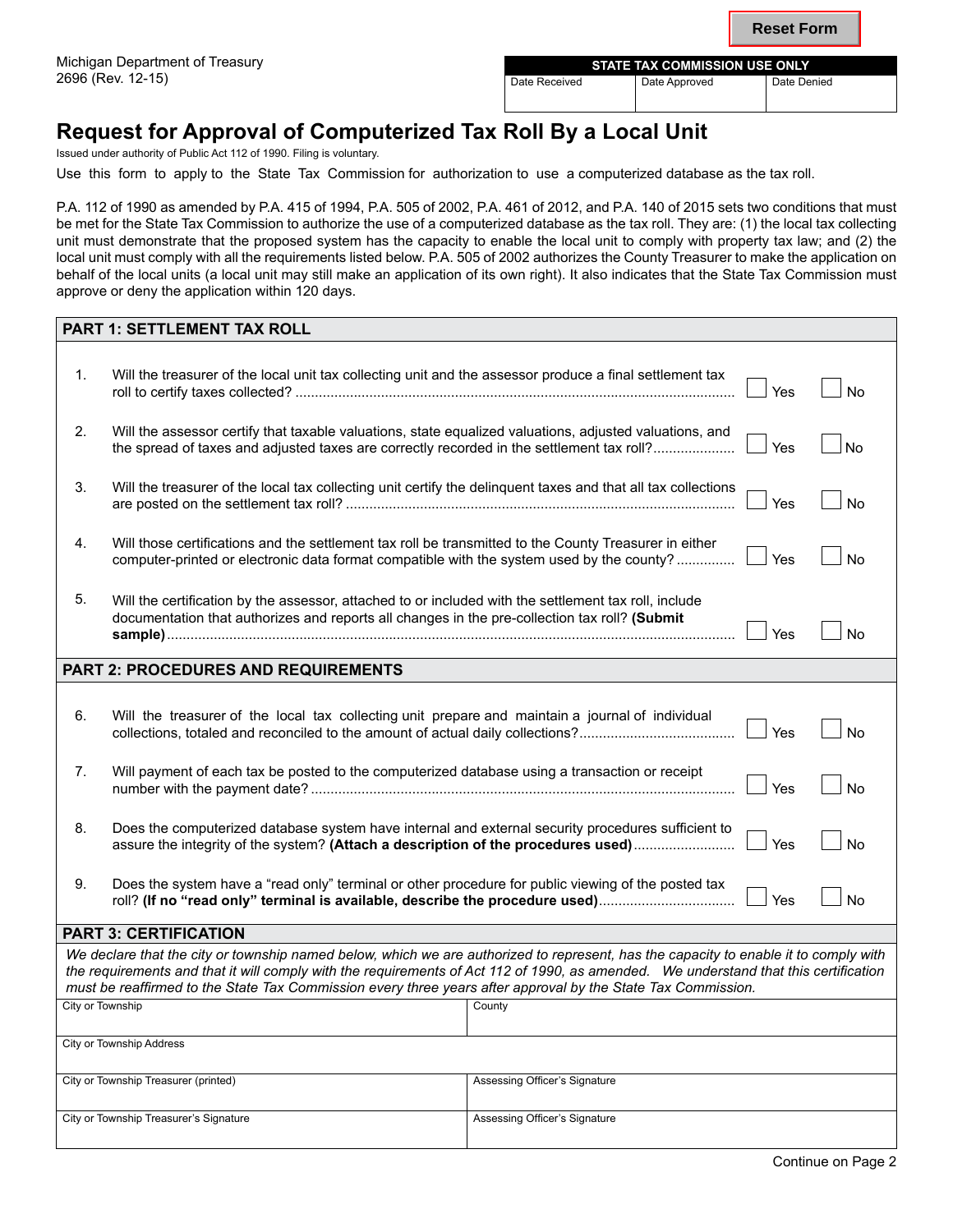Michigan Department of Treasury
2696 (Rev. 12-15)

| STATE TAX COMMISSION USE ONLY | | |
|---|---|---|
| Date Received | Date Approved | Date Denied |

# Request for Approval of Computerized Tax Roll By a Local Unit

Issued under authority of Public Act 112 of 1990. Filing is voluntary.

Use this form to apply to the State Tax Commission for authorization to use a computerized database as the tax roll.

P.A. 112 of 1990 as amended by P.A. 415 of 1994, P.A. 505 of 2002, P.A. 461 of 2012, and P.A. 140 of 2015 sets two conditions that must be met for the State Tax Commission to authorize the use of a computerized database as the tax roll. They are: (1) the local tax collecting unit must demonstrate that the proposed system has the capacity to enable the local unit to comply with property tax law; and (2) the local unit must comply with all the requirements listed below. P.A. 505 of 2002 authorizes the County Treasurer to make the application on behalf of the local units (a local unit may still make an application of its own right). It also indicates that the State Tax Commission must approve or deny the application within 120 days.

## PART 1: SETTLEMENT TAX ROLL

1. Will the treasurer of the local unit tax collecting unit and the assessor produce a final settlement tax roll to certify taxes collected? ☐ Yes ☐ No

2. Will the assessor certify that taxable valuations, state equalized valuations, adjusted valuations, and the spread of taxes and adjusted taxes are correctly recorded in the settlement tax roll? ☐ Yes ☐ No

3. Will the treasurer of the local tax collecting unit certify the delinquent taxes and that all tax collections are posted on the settlement tax roll? ☐ Yes ☐ No

4. Will those certifications and the settlement tax roll be transmitted to the County Treasurer in either computer-printed or electronic data format compatible with the system used by the county? ☐ Yes ☐ No

5. Will the certification by the assessor, attached to or included with the settlement tax roll, include documentation that authorizes and reports all changes in the pre-collection tax roll? **(Submit sample)** ☐ Yes ☐ No

## PART 2: PROCEDURES AND REQUIREMENTS

6. Will the treasurer of the local tax collecting unit prepare and maintain a journal of individual collections, totaled and reconciled to the amount of actual daily collections? ☐ Yes ☐ No

7. Will payment of each tax be posted to the computerized database using a transaction or receipt number with the payment date? ☐ Yes ☐ No

8. Does the computerized database system have internal and external security procedures sufficient to assure the integrity of the system? **(Attach a description of the procedures used)** ☐ Yes ☐ No

9. Does the system have a "read only" terminal or other procedure for public viewing of the posted tax roll? **(If no "read only" terminal is available, describe the procedure used)** ☐ Yes ☐ No

## PART 3: CERTIFICATION

*We declare that the city or township named below, which we are authorized to represent, has the capacity to enable it to comply with the requirements and that it will comply with the requirements of Act 112 of 1990, as amended. We understand that this certification must be reaffirmed to the State Tax Commission every three years after approval by the State Tax Commission.*

| | |
|---|---|
| City or Township | County |
| City or Township Address | |
| City or Township Treasurer (printed) | Assessing Officer's Signature |
| City or Township Treasurer's Signature | Assessing Officer's Signature |

Continue on Page 2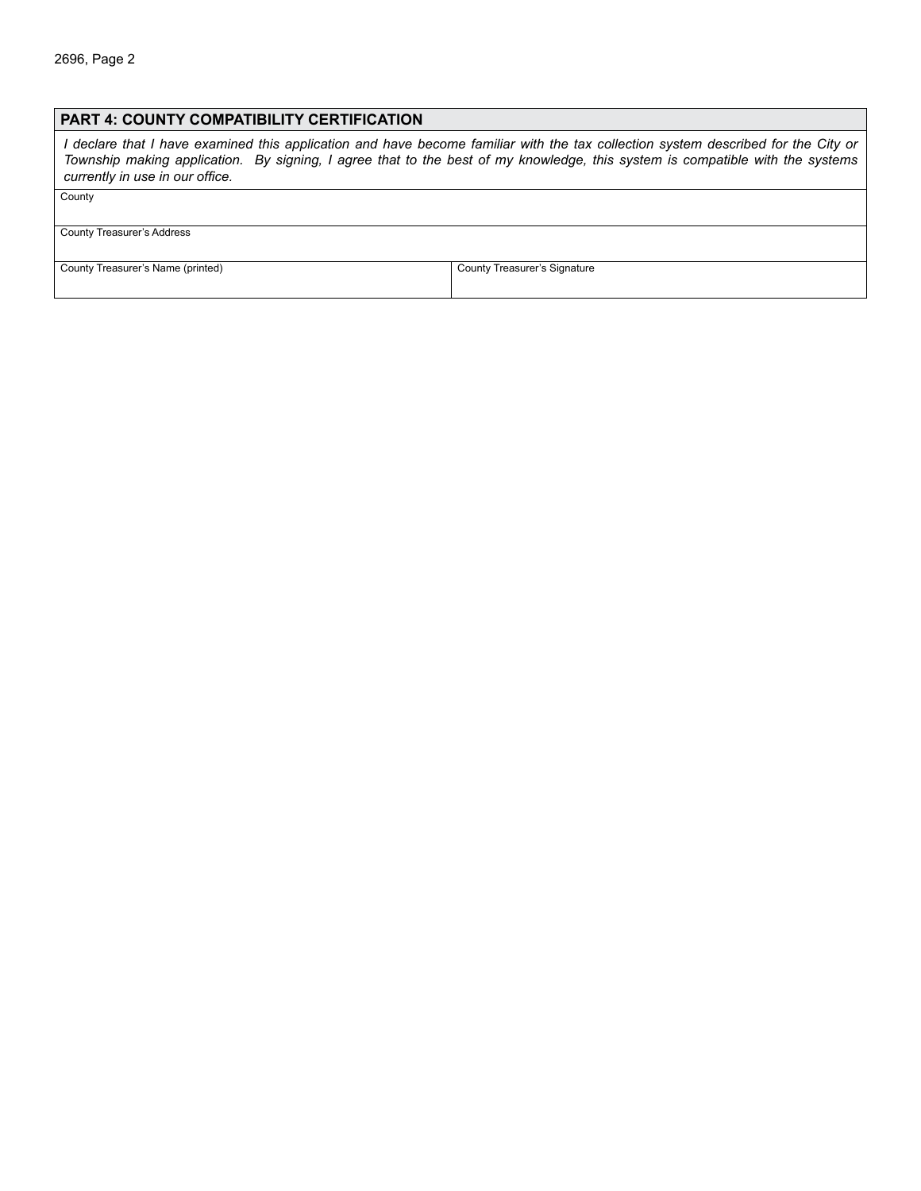## PART 4: COUNTY COMPATIBILITY CERTIFICATION

*I declare that I have examined this application and have become familiar with the tax collection system described for the City or Township making application. By signing, I agree that to the best of my knowledge, this system is compatible with the systems currently in use in our office.*

| County | |
|---|---|
| County Treasurer's Address | |
| County Treasurer's Name (printed) | County Treasurer's Signature |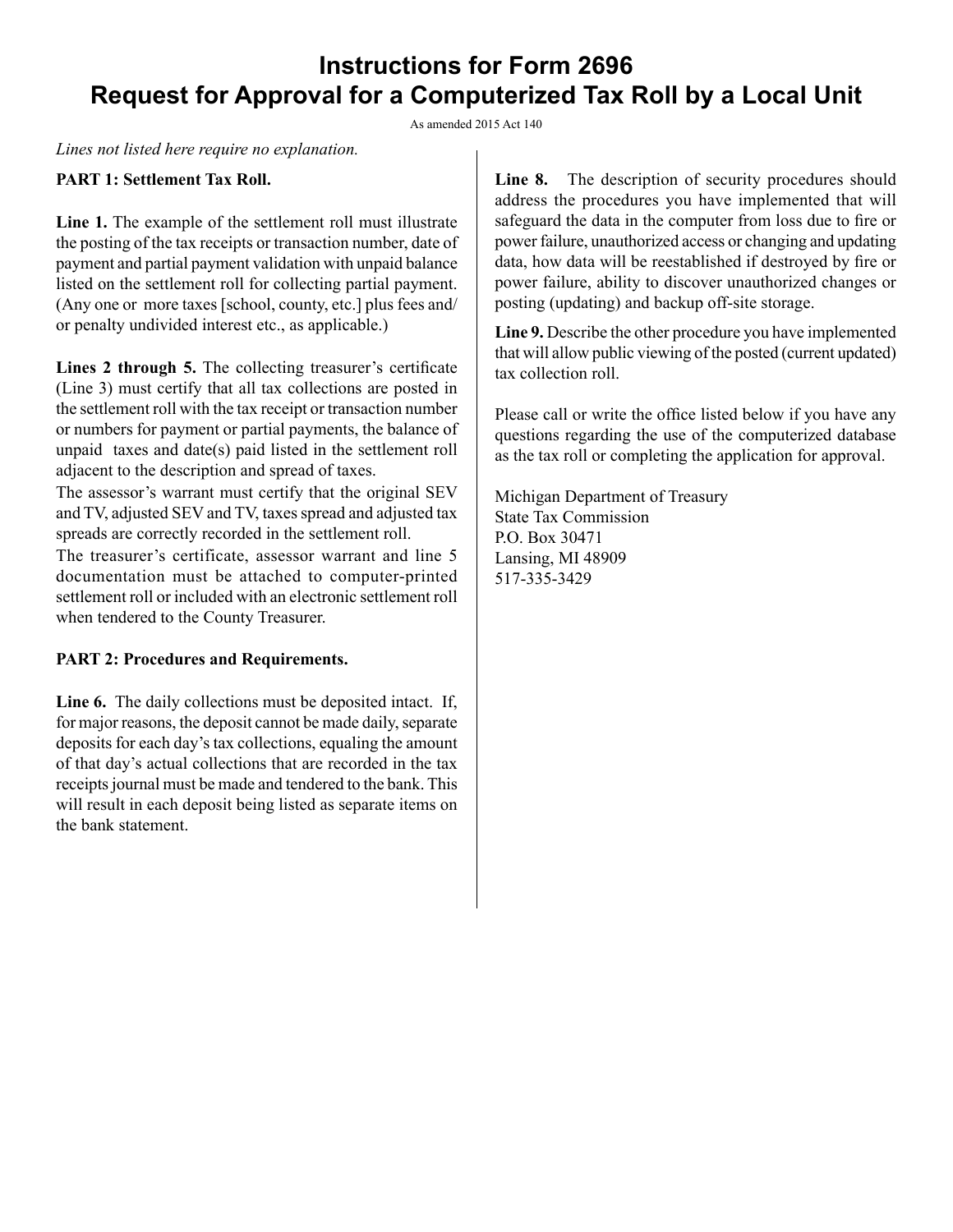# Instructions for Form 2696
# Request for Approval for a Computerized Tax Roll by a Local Unit

As amended 2015 Act 140

*Lines not listed here require no explanation.*

**PART 1: Settlement Tax Roll.**

**Line 1.** The example of the settlement roll must illustrate the posting of the tax receipts or transaction number, date of payment and partial payment validation with unpaid balance listed on the settlement roll for collecting partial payment. (Any one or more taxes [school, county, etc.] plus fees and/or penalty undivided interest etc., as applicable.)

**Lines 2 through 5.** The collecting treasurer's certificate (Line 3) must certify that all tax collections are posted in the settlement roll with the tax receipt or transaction number or numbers for payment or partial payments, the balance of unpaid taxes and date(s) paid listed in the settlement roll adjacent to the description and spread of taxes.

The assessor's warrant must certify that the original SEV and TV, adjusted SEV and TV, taxes spread and adjusted tax spreads are correctly recorded in the settlement roll.

The treasurer's certificate, assessor warrant and line 5 documentation must be attached to computer-printed settlement roll or included with an electronic settlement roll when tendered to the County Treasurer.

**PART 2: Procedures and Requirements.**

**Line 6.** The daily collections must be deposited intact. If, for major reasons, the deposit cannot be made daily, separate deposits for each day's tax collections, equaling the amount of that day's actual collections that are recorded in the tax receipts journal must be made and tendered to the bank. This will result in each deposit being listed as separate items on the bank statement.

**Line 8.** The description of security procedures should address the procedures you have implemented that will safeguard the data in the computer from loss due to fire or power failure, unauthorized access or changing and updating data, how data will be reestablished if destroyed by fire or power failure, ability to discover unauthorized changes or posting (updating) and backup off-site storage.

**Line 9.** Describe the other procedure you have implemented that will allow public viewing of the posted (current updated) tax collection roll.

Please call or write the office listed below if you have any questions regarding the use of the computerized database as the tax roll or completing the application for approval.

Michigan Department of Treasury
State Tax Commission
P.O. Box 30471
Lansing, MI 48909
517-335-3429